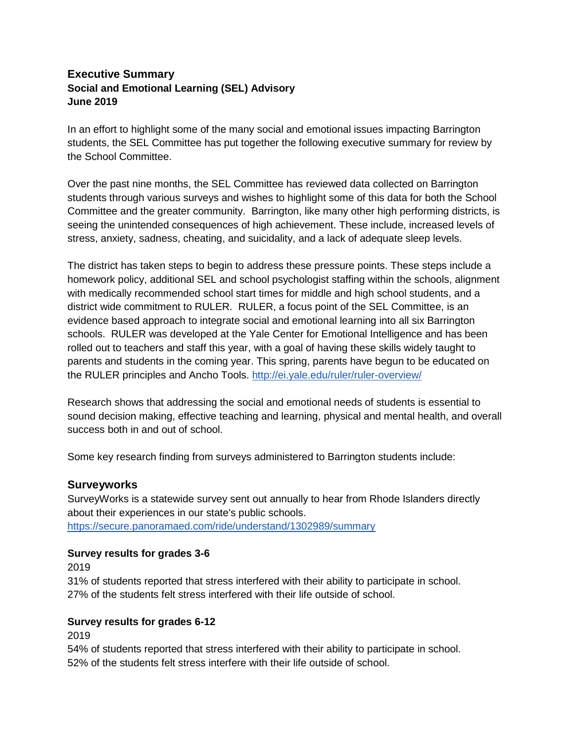## Executive Summary
### Social and Emotional Learning (SEL) Advisory
### June 2019

In an effort to highlight some of the many social and emotional issues impacting Barrington students, the SEL Committee has put together the following executive summary for review by the School Committee.

Over the past nine months, the SEL Committee has reviewed data collected on Barrington students through various surveys and wishes to highlight some of this data for both the School Committee and the greater community. Barrington, like many other high performing districts, is seeing the unintended consequences of high achievement. These include, increased levels of stress, anxiety, sadness, cheating, and suicidality, and a lack of adequate sleep levels.

The district has taken steps to begin to address these pressure points. These steps include a homework policy, additional SEL and school psychologist staffing within the schools, alignment with medically recommended school start times for middle and high school students, and a district wide commitment to RULER. RULER, a focus point of the SEL Committee, is an evidence based approach to integrate social and emotional learning into all six Barrington schools. RULER was developed at the Yale Center for Emotional Intelligence and has been rolled out to teachers and staff this year, with a goal of having these skills widely taught to parents and students in the coming year. This spring, parents have begun to be educated on the RULER principles and Ancho Tools. http://ei.yale.edu/ruler/ruler-overview/

Research shows that addressing the social and emotional needs of students is essential to sound decision making, effective teaching and learning, physical and mental health, and overall success both in and out of school.

Some key research finding from surveys administered to Barrington students include:

## Surveyworks

SurveyWorks is a statewide survey sent out annually to hear from Rhode Islanders directly about their experiences in our state's public schools.
https://secure.panoramaed.com/ride/understand/1302989/summary

#### Survey results for grades 3-6

2019
31% of students reported that stress interfered with their ability to participate in school.
27% of the students felt stress interfered with their life outside of school.

#### Survey results for grades 6-12

2019
54% of students reported that stress interfered with their ability to participate in school.
52% of the students felt stress interfere with their life outside of school.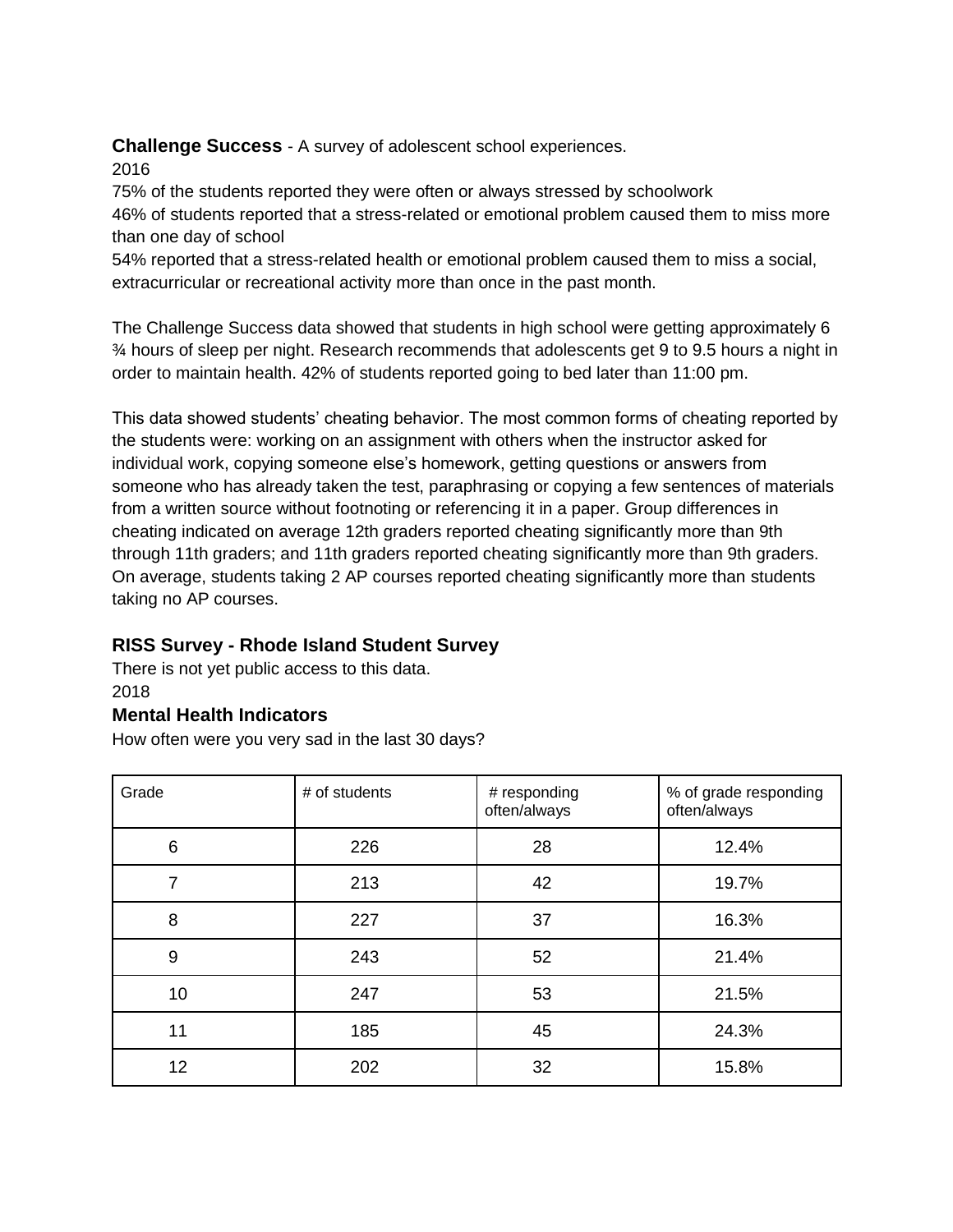**Challenge Success** - A survey of adolescent school experiences.

2016

75% of the students reported they were often or always stressed by schoolwork

46% of students reported that a stress-related or emotional problem caused them to miss more than one day of school

54% reported that a stress-related health or emotional problem caused them to miss a social, extracurricular or recreational activity more than once in the past month.

The Challenge Success data showed that students in high school were getting approximately 6 ¾ hours of sleep per night. Research recommends that adolescents get 9 to 9.5 hours a night in order to maintain health. 42% of students reported going to bed later than 11:00 pm.

This data showed students' cheating behavior. The most common forms of cheating reported by the students were: working on an assignment with others when the instructor asked for individual work, copying someone else's homework, getting questions or answers from someone who has already taken the test, paraphrasing or copying a few sentences of materials from a written source without footnoting or referencing it in a paper. Group differences in cheating indicated on average 12th graders reported cheating significantly more than 9th through 11th graders; and 11th graders reported cheating significantly more than 9th graders. On average, students taking 2 AP courses reported cheating significantly more than students taking no AP courses.

## RISS Survey - Rhode Island Student Survey

There is not yet public access to this data.

2018

### Mental Health Indicators

How often were you very sad in the last 30 days?

| Grade | # of students | # responding often/always | % of grade responding often/always |
|---|---|---|---|
| 6 | 226 | 28 | 12.4% |
| 7 | 213 | 42 | 19.7% |
| 8 | 227 | 37 | 16.3% |
| 9 | 243 | 52 | 21.4% |
| 10 | 247 | 53 | 21.5% |
| 11 | 185 | 45 | 24.3% |
| 12 | 202 | 32 | 15.8% |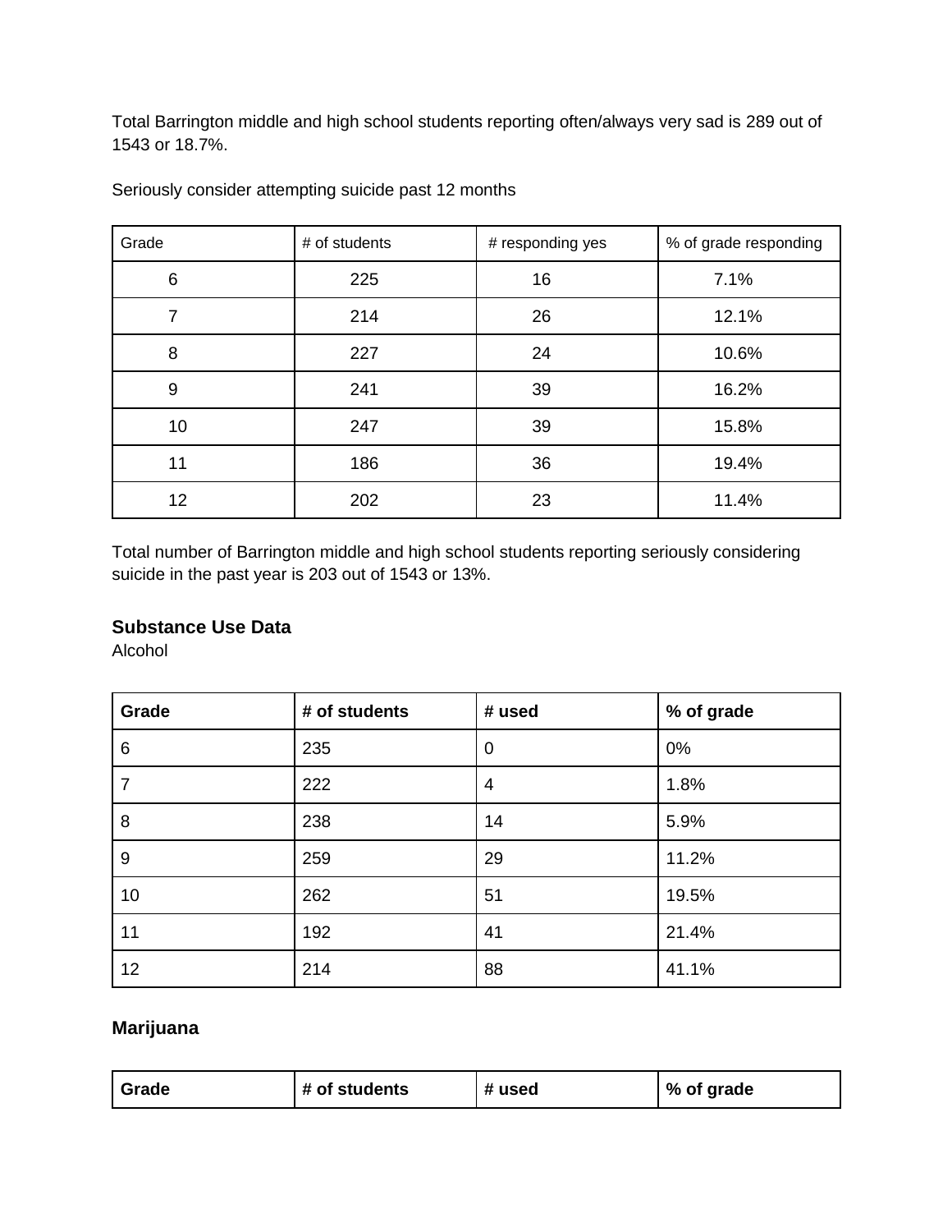Total Barrington middle and high school students reporting often/always very sad is 289 out of 1543 or 18.7%.

Seriously consider attempting suicide past 12 months

| Grade | # of students | # responding yes | % of grade responding |
|---|---|---|---|
| 6 | 225 | 16 | 7.1% |
| 7 | 214 | 26 | 12.1% |
| 8 | 227 | 24 | 10.6% |
| 9 | 241 | 39 | 16.2% |
| 10 | 247 | 39 | 15.8% |
| 11 | 186 | 36 | 19.4% |
| 12 | 202 | 23 | 11.4% |

Total number of Barrington middle and high school students reporting seriously considering suicide in the past year is 203 out of 1543 or 13%.

### Substance Use Data

Alcohol

| Grade | # of students | # used | % of grade |
|---|---|---|---|
| 6 | 235 | 0 | 0% |
| 7 | 222 | 4 | 1.8% |
| 8 | 238 | 14 | 5.9% |
| 9 | 259 | 29 | 11.2% |
| 10 | 262 | 51 | 19.5% |
| 11 | 192 | 41 | 21.4% |
| 12 | 214 | 88 | 41.1% |

### Marijuana

| Grade | # of students | # used | % of grade |
|---|---|---|---|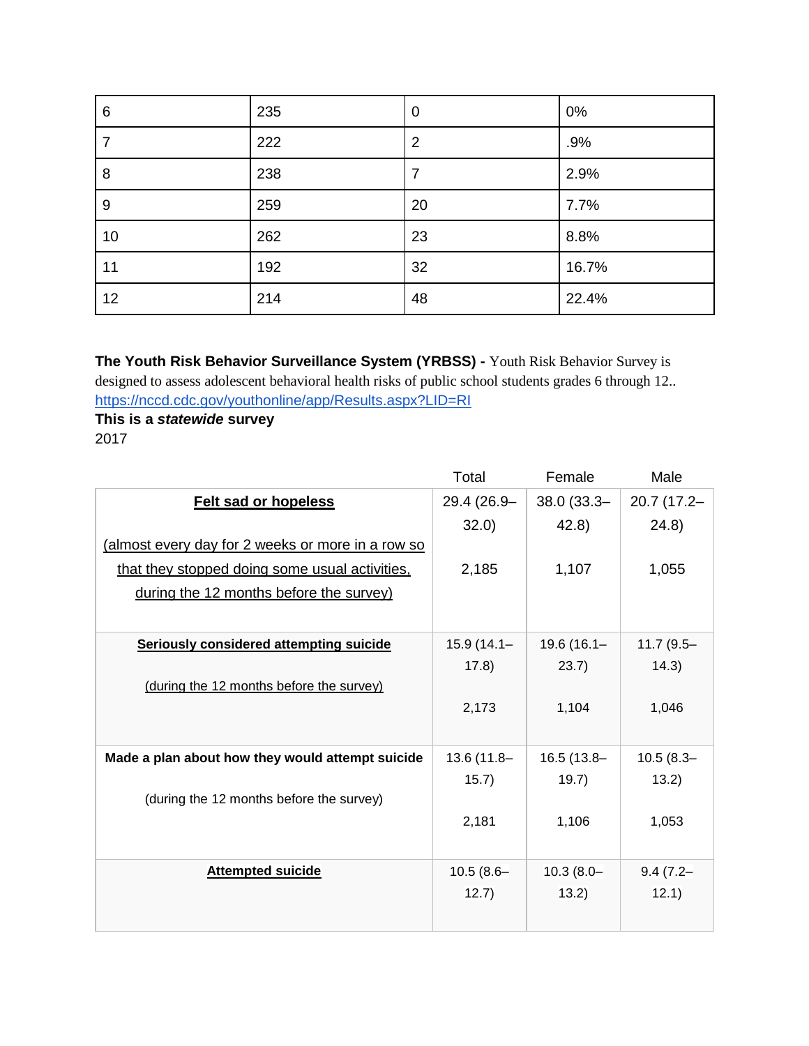| 6 | 235 | 0 | 0% |
|---|---|---|---|
| 7 | 222 | 2 | .9% |
| 8 | 238 | 7 | 2.9% |
| 9 | 259 | 20 | 7.7% |
| 10 | 262 | 23 | 8.8% |
| 11 | 192 | 32 | 16.7% |
| 12 | 214 | 48 | 22.4% |

**The Youth Risk Behavior Surveillance System (YRBSS) -** Youth Risk Behavior Survey is designed to assess adolescent behavioral health risks of public school students grades 6 through 12..
https://nccd.cdc.gov/youthonline/app/Results.aspx?LID=RI
**This is a *statewide* survey**
2017

| | Total | Female | Male |
|---|---|---|---|
| **Felt sad or hopeless** (almost every day for 2 weeks or more in a row so that they stopped doing some usual activities, during the 12 months before the survey) | 29.4 (26.9–32.0) 2,185 | 38.0 (33.3–42.8) 1,107 | 20.7 (17.2–24.8) 1,055 |
| **Seriously considered attempting suicide** (during the 12 months before the survey) | 15.9 (14.1–17.8) 2,173 | 19.6 (16.1–23.7) 1,104 | 11.7 (9.5–14.3) 1,046 |
| **Made a plan about how they would attempt suicide** (during the 12 months before the survey) | 13.6 (11.8–15.7) 2,181 | 16.5 (13.8–19.7) 1,106 | 10.5 (8.3–13.2) 1,053 |
| **Attempted suicide** | 10.5 (8.6–12.7) | 10.3 (8.0–13.2) | 9.4 (7.2–12.1) |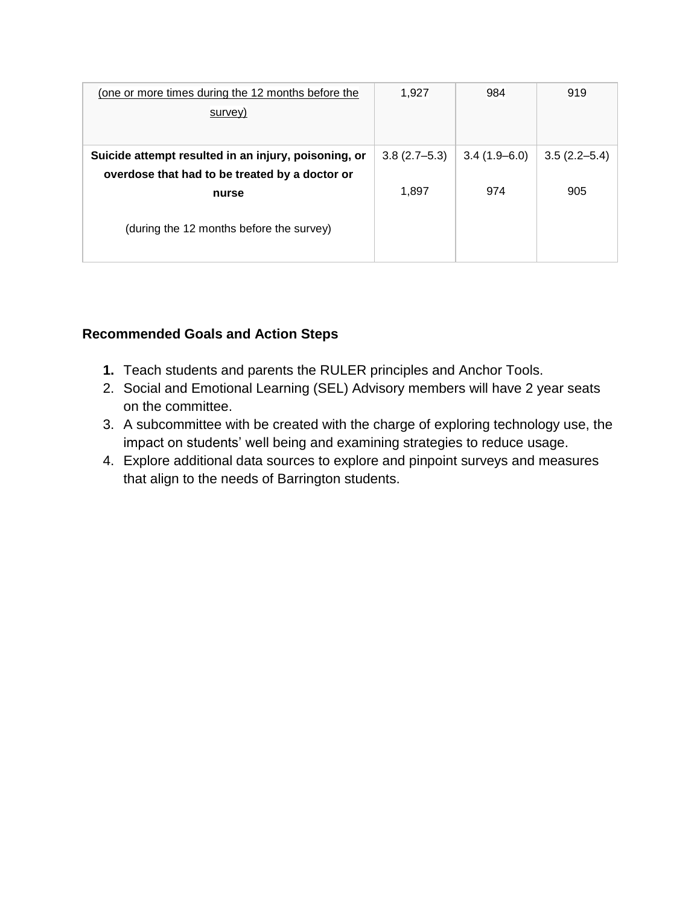| | | | |
|---|---|---|---|
| (one or more times during the 12 months before the survey) | 1,927 | 984 | 919 |
| **Suicide attempt resulted in an injury, poisoning, or overdose that had to be treated by a doctor or nurse**<br><br>(during the 12 months before the survey) | 3.8 (2.7–5.3)<br><br>1,897 | 3.4 (1.9–6.0)<br><br>974 | 3.5 (2.2–5.4)<br><br>905 |

**Recommended Goals and Action Steps**

1. Teach students and parents the RULER principles and Anchor Tools.
2. Social and Emotional Learning (SEL) Advisory members will have 2 year seats on the committee.
3. A subcommittee with be created with the charge of exploring technology use, the impact on students' well being and examining strategies to reduce usage.
4. Explore additional data sources to explore and pinpoint surveys and measures that align to the needs of Barrington students.